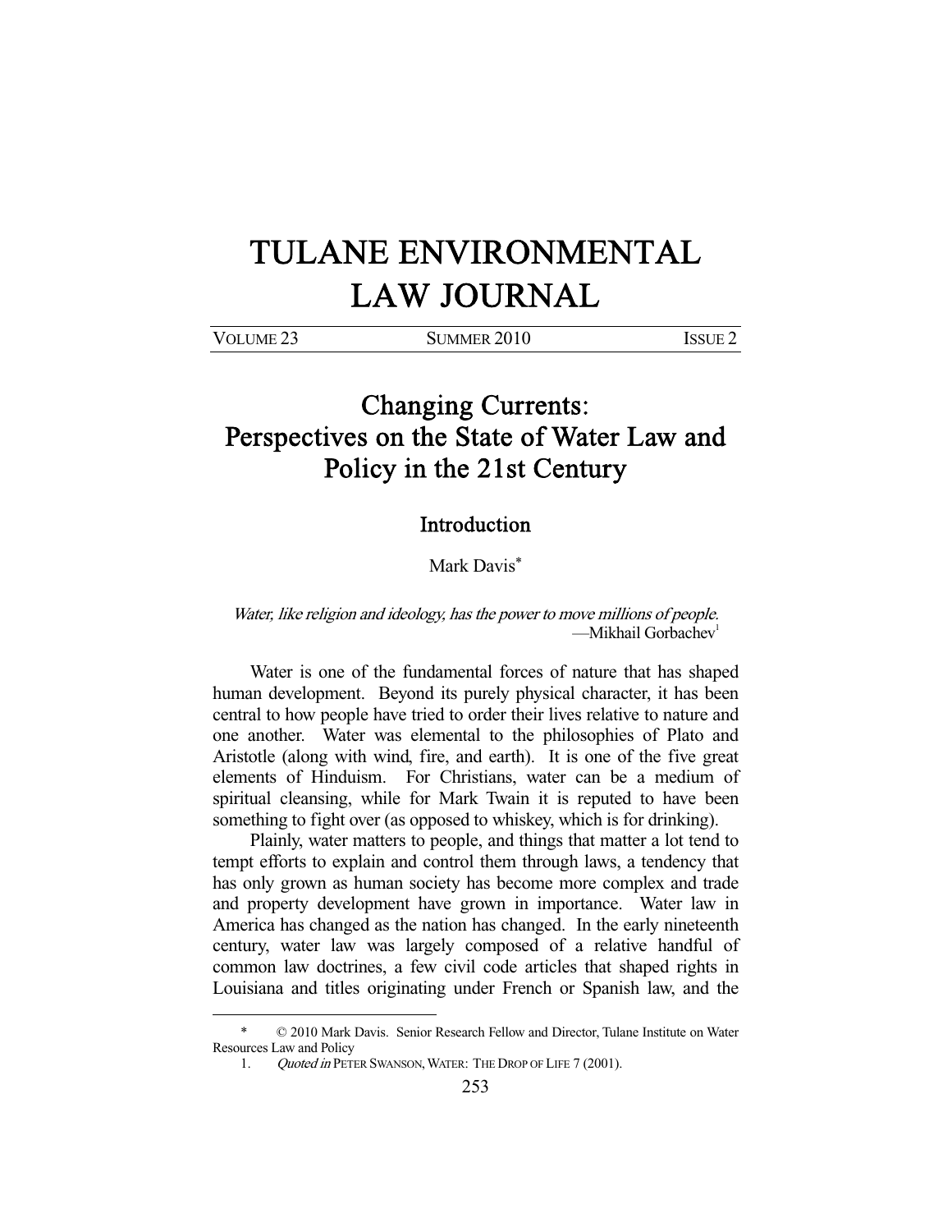# TULANE ENVIRONMENTAL LAW JOURNAL

VOLUME 23 SUMMER 2010 ISSUE 2

## Changing Currents: Perspectives on the State of Water Law and Policy in the 21st Century

### Introduction

Mark Davis*

*Water, like religion and ideology, has the power to move millions of people.*
—Mikhail Gorbachev[1]

Water is one of the fundamental forces of nature that has shaped human development. Beyond its purely physical character, it has been central to how people have tried to order their lives relative to nature and one another. Water was elemental to the philosophies of Plato and Aristotle (along with wind, fire, and earth). It is one of the five great elements of Hinduism. For Christians, water can be a medium of spiritual cleansing, while for Mark Twain it is reputed to have been something to fight over (as opposed to whiskey, which is for drinking).

Plainly, water matters to people, and things that matter a lot tend to tempt efforts to explain and control them through laws, a tendency that has only grown as human society has become more complex and trade and property development have grown in importance. Water law in America has changed as the nation has changed. In the early nineteenth century, water law was largely composed of a relative handful of common law doctrines, a few civil code articles that shaped rights in Louisiana and titles originating under French or Spanish law, and the

---

\* © 2010 Mark Davis. Senior Research Fellow and Director, Tulane Institute on Water Resources Law and Policy

1. *Quoted in* PETER SWANSON, WATER: THE DROP OF LIFE 7 (2001).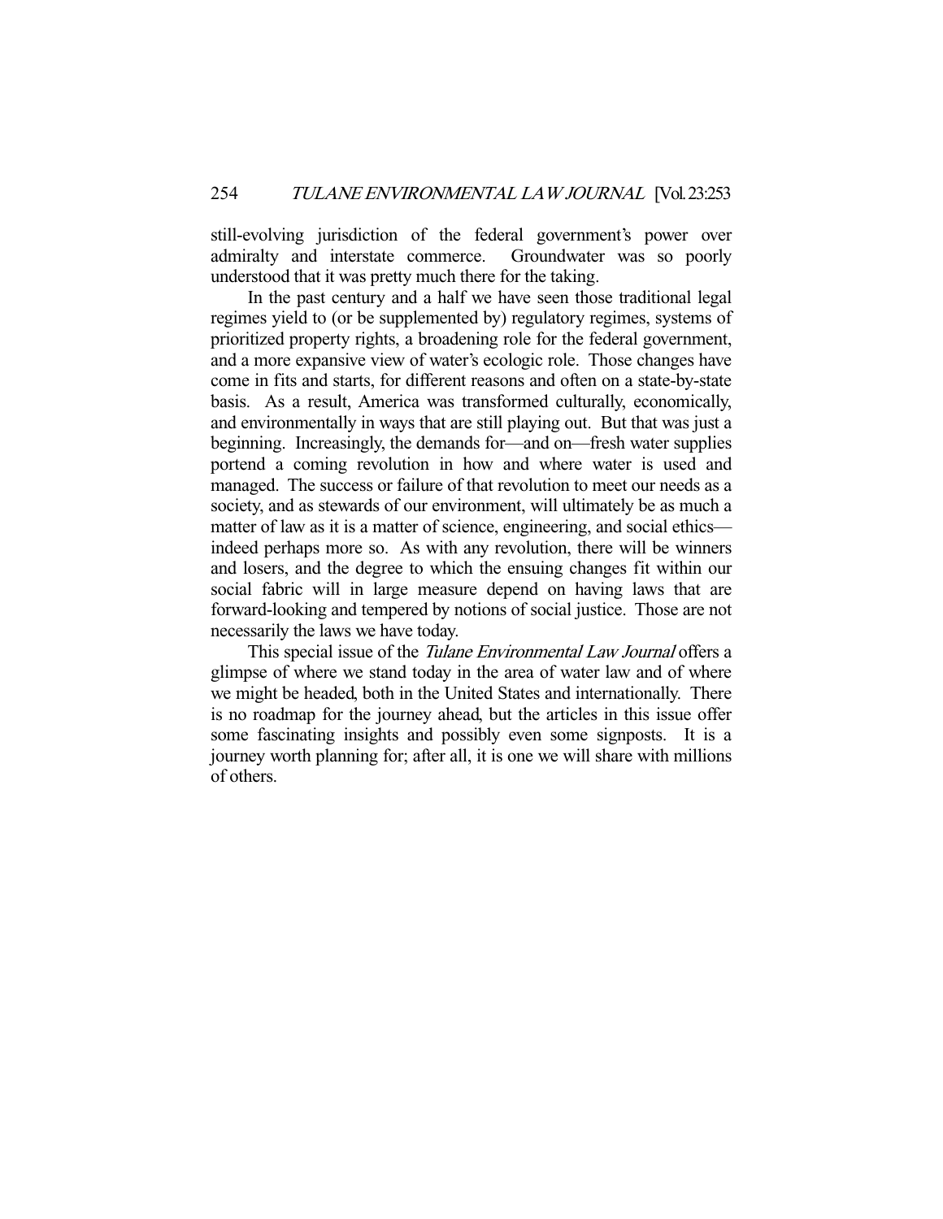still-evolving jurisdiction of the federal government's power over admiralty and interstate commerce. Groundwater was so poorly understood that it was pretty much there for the taking.

In the past century and a half we have seen those traditional legal regimes yield to (or be supplemented by) regulatory regimes, systems of prioritized property rights, a broadening role for the federal government, and a more expansive view of water's ecologic role. Those changes have come in fits and starts, for different reasons and often on a state-by-state basis. As a result, America was transformed culturally, economically, and environmentally in ways that are still playing out. But that was just a beginning. Increasingly, the demands for—and on—fresh water supplies portend a coming revolution in how and where water is used and managed. The success or failure of that revolution to meet our needs as a society, and as stewards of our environment, will ultimately be as much a matter of law as it is a matter of science, engineering, and social ethics—indeed perhaps more so. As with any revolution, there will be winners and losers, and the degree to which the ensuing changes fit within our social fabric will in large measure depend on having laws that are forward-looking and tempered by notions of social justice. Those are not necessarily the laws we have today.

This special issue of the *Tulane Environmental Law Journal* offers a glimpse of where we stand today in the area of water law and of where we might be headed, both in the United States and internationally. There is no roadmap for the journey ahead, but the articles in this issue offer some fascinating insights and possibly even some signposts. It is a journey worth planning for; after all, it is one we will share with millions of others.